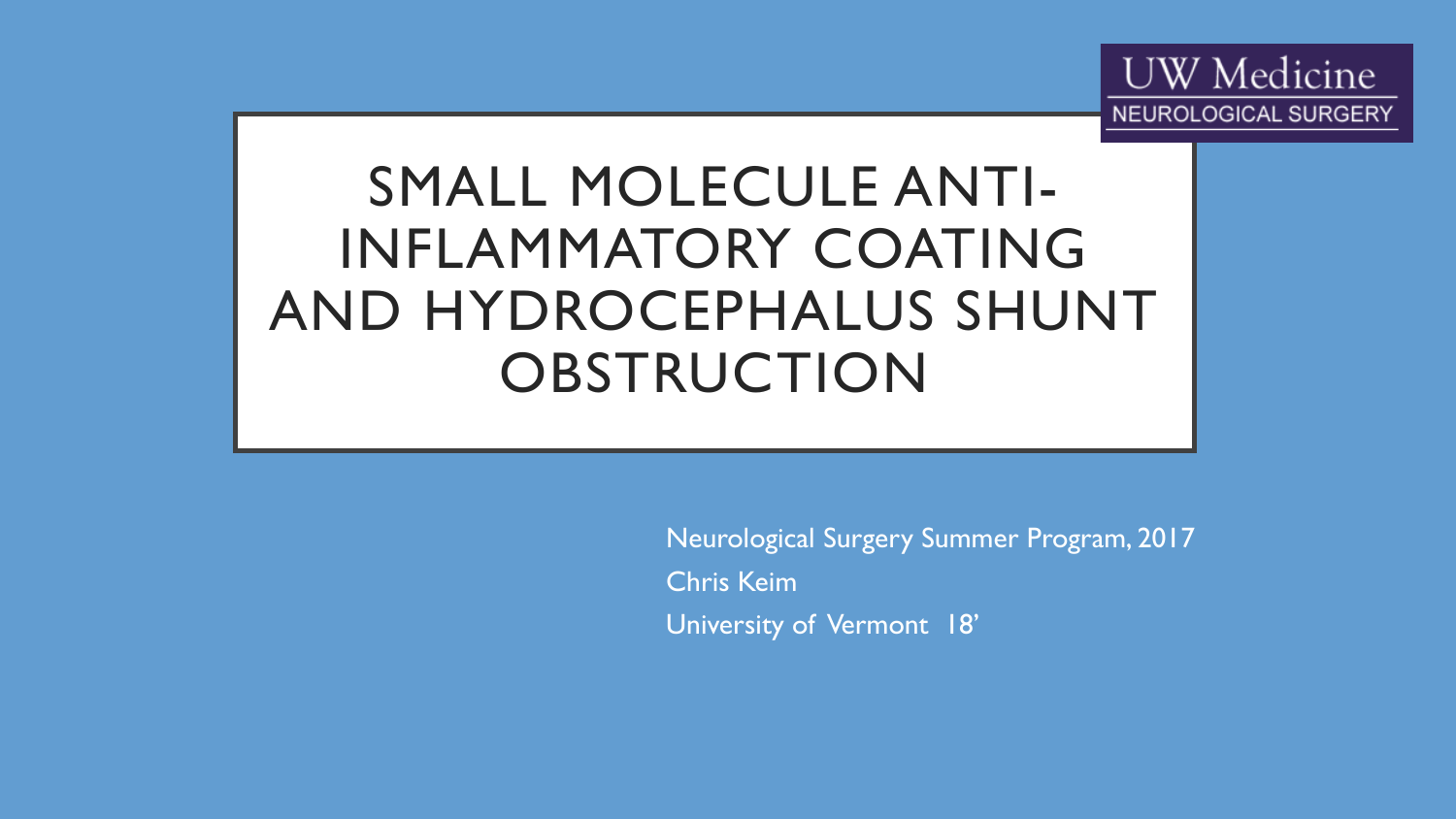UW Medicine
NEUROLOGICAL SURGERY

# SMALL MOLECULE ANTI-INFLAMMATORY COATING AND HYDROCEPHALUS SHUNT OBSTRUCTION

Neurological Surgery Summer Program, 2017

Chris Keim

University of Vermont 18'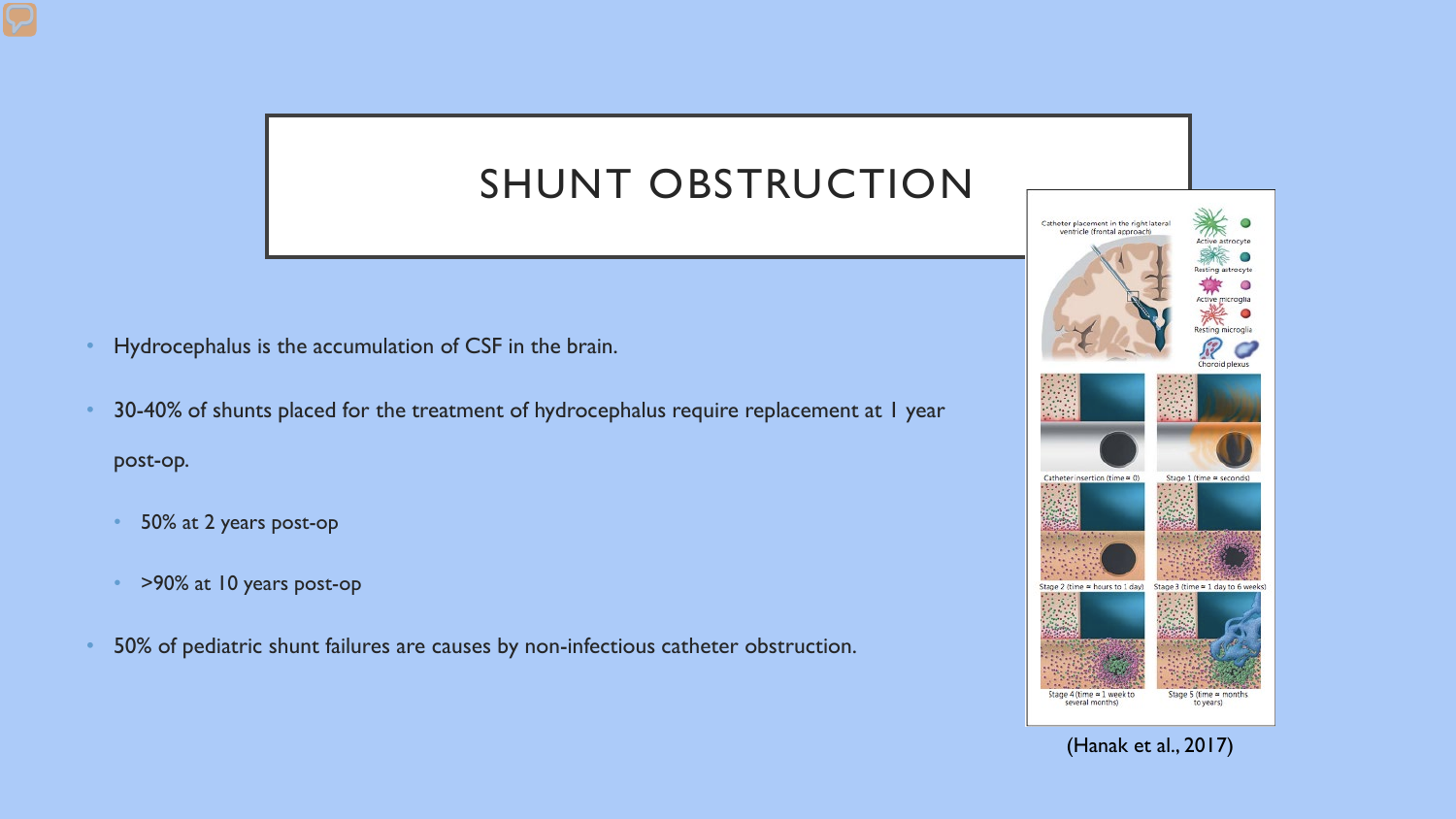# SHUNT OBSTRUCTION

- Hydrocephalus is the accumulation of CSF in the brain.
- 30-40% of shunts placed for the treatment of hydrocephalus require replacement at 1 year post-op.
  - 50% at 2 years post-op
  - >90% at 10 years post-op
- 50% of pediatric shunt failures are causes by non-infectious catheter obstruction.

(Hanak et al., 2017)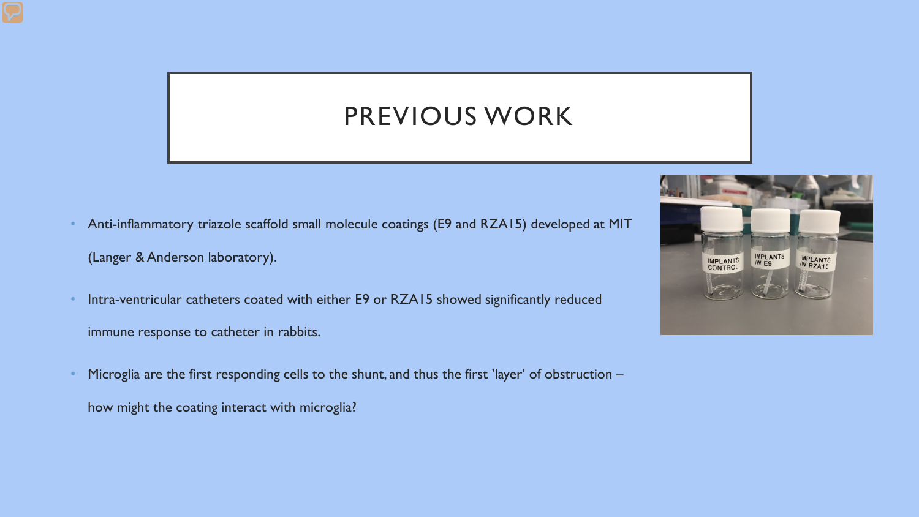# PREVIOUS WORK

- Anti-inflammatory triazole scaffold small molecule coatings (E9 and RZA15) developed at MIT (Langer & Anderson laboratory).
- Intra-ventricular catheters coated with either E9 or RZA15 showed significantly reduced immune response to catheter in rabbits.
- Microglia are the first responding cells to the shunt, and thus the first 'layer' of obstruction – how might the coating interact with microglia?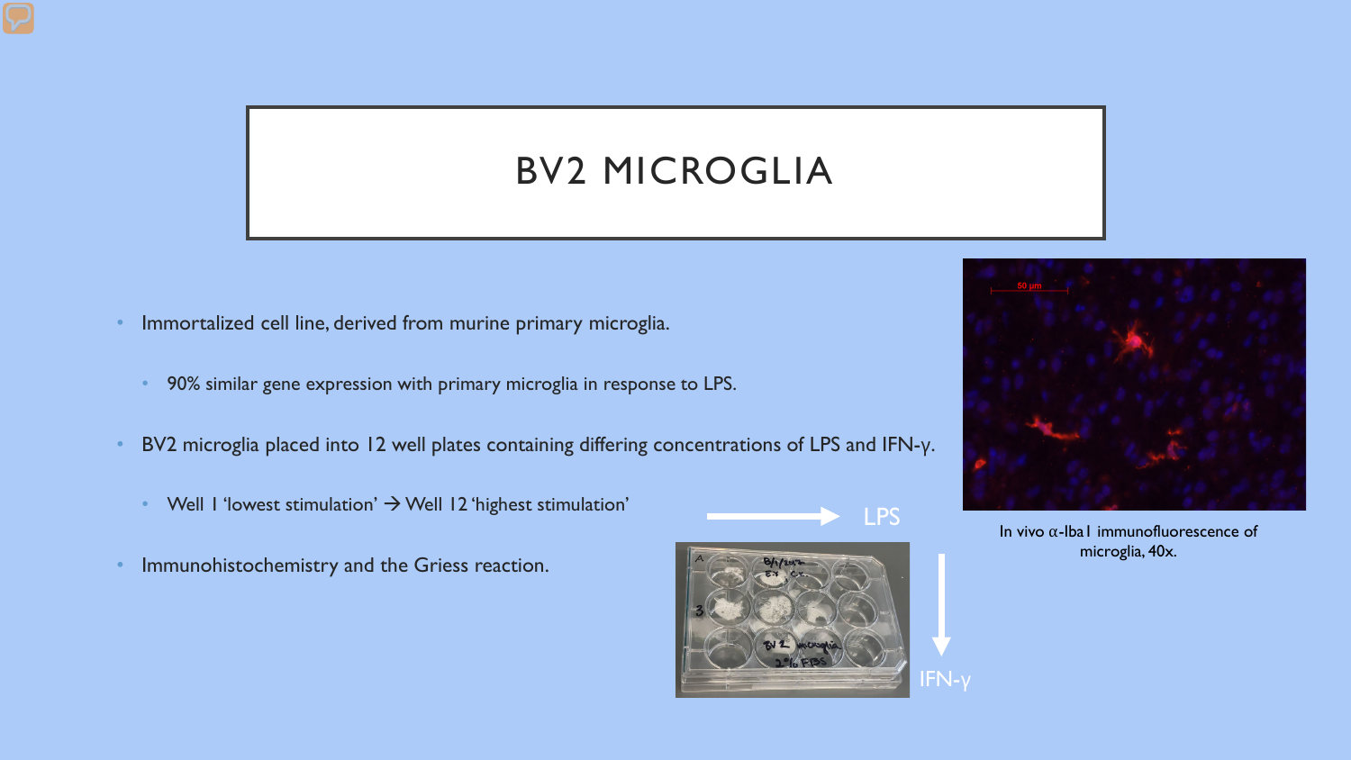# BV2 MICROGLIA

- Immortalized cell line, derived from murine primary microglia.
  - 90% similar gene expression with primary microglia in response to LPS.
- BV2 microglia placed into 12 well plates containing differing concentrations of LPS and IFN-γ.
  - Well 1 'lowest stimulation' → Well 12 'highest stimulation'
- Immunohistochemistry and the Griess reaction.

LPS

IFN-γ

In vivo α-Iba1 immunofluorescence of microglia, 40x.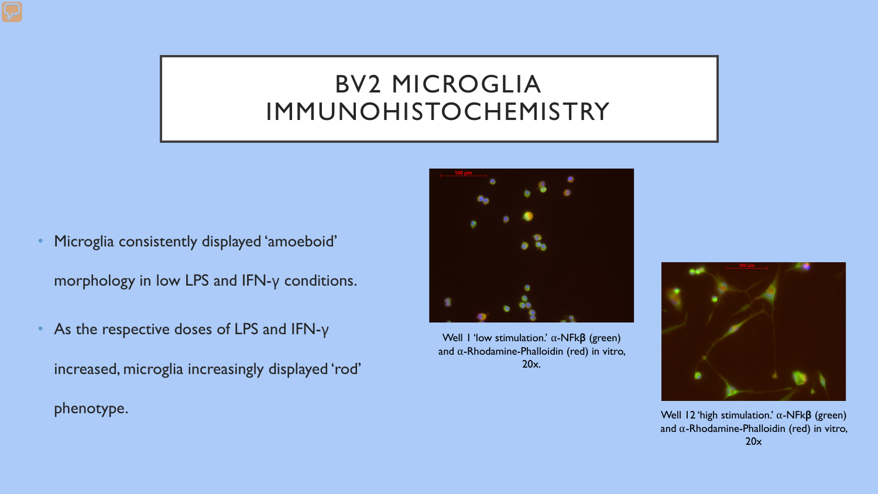# BV2 MICROGLIA IMMUNOHISTOCHEMISTRY

- Microglia consistently displayed 'amoeboid' morphology in low LPS and IFN-γ conditions.
- As the respective doses of LPS and IFN-γ increased, microglia increasingly displayed 'rod' phenotype.

Well 1 'low stimulation.' α-NFkβ (green) and α-Rhodamine-Phalloidin (red) in vitro, 20x.

Well 12 'high stimulation.' α-NFkβ (green) and α-Rhodamine-Phalloidin (red) in vitro, 20x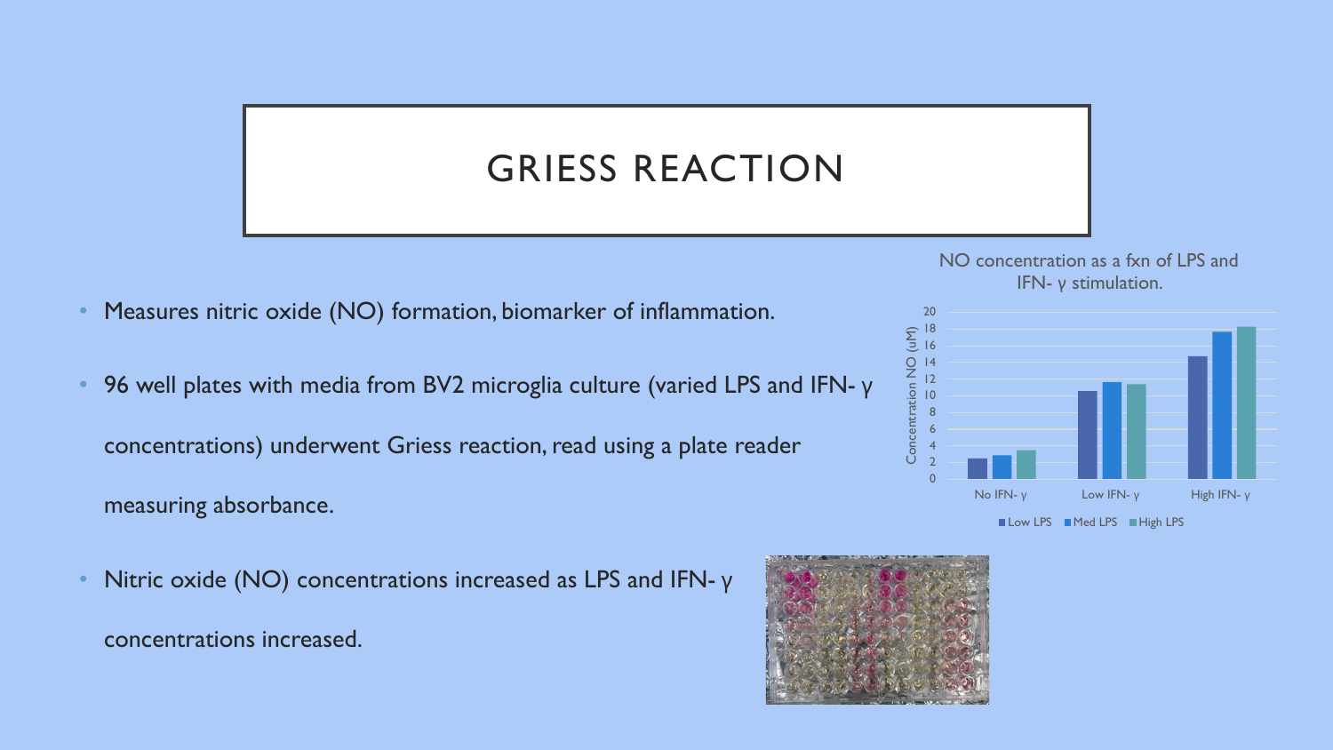# GRIESS REACTION

- Measures nitric oxide (NO) formation, biomarker of inflammation.
- 96 well plates with media from BV2 microglia culture (varied LPS and IFN- γ concentrations) underwent Griess reaction, read using a plate reader measuring absorbance.
- Nitric oxide (NO) concentrations increased as LPS and IFN- γ concentrations increased.

NO concentration as a fxn of LPS and IFN- γ stimulation.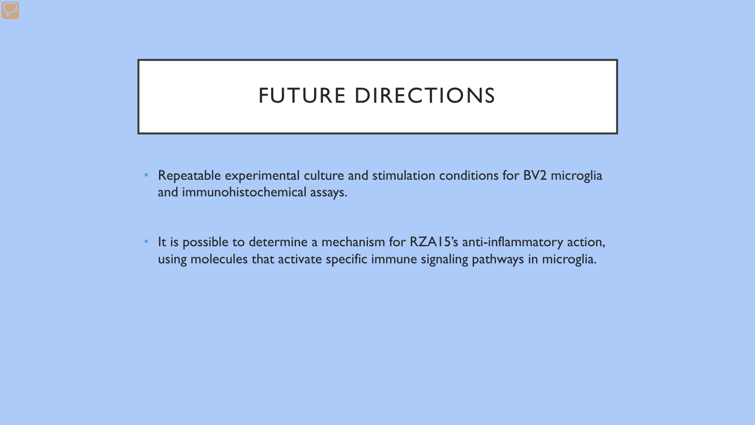# FUTURE DIRECTIONS

- Repeatable experimental culture and stimulation conditions for BV2 microglia and immunohistochemical assays.
- It is possible to determine a mechanism for RZA15's anti-inflammatory action, using molecules that activate specific immune signaling pathways in microglia.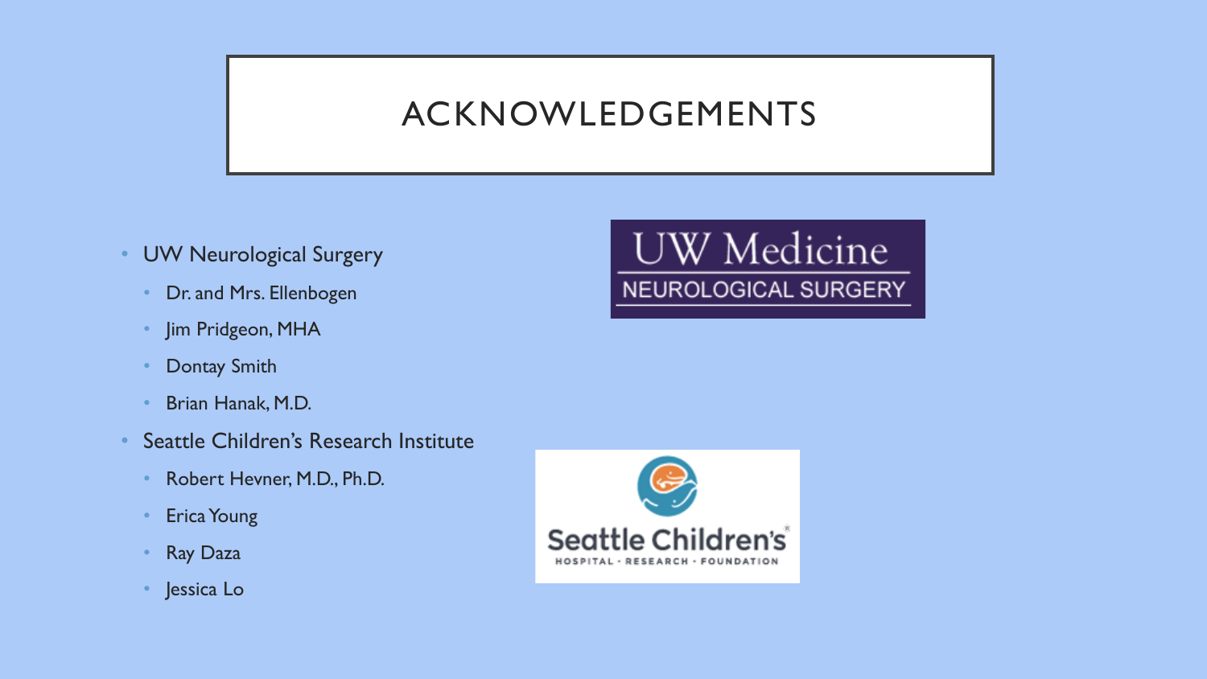# ACKNOWLEDGEMENTS

- UW Neurological Surgery
  - Dr. and Mrs. Ellenbogen
  - Jim Pridgeon, MHA
  - Dontay Smith
  - Brian Hanak, M.D.
- Seattle Children's Research Institute
  - Robert Hevner, M.D., Ph.D.
  - Erica Young
  - Ray Daza
  - Jessica Lo

UW Medicine
NEUROLOGICAL SURGERY

Seattle Children's
HOSPITAL · RESEARCH · FOUNDATION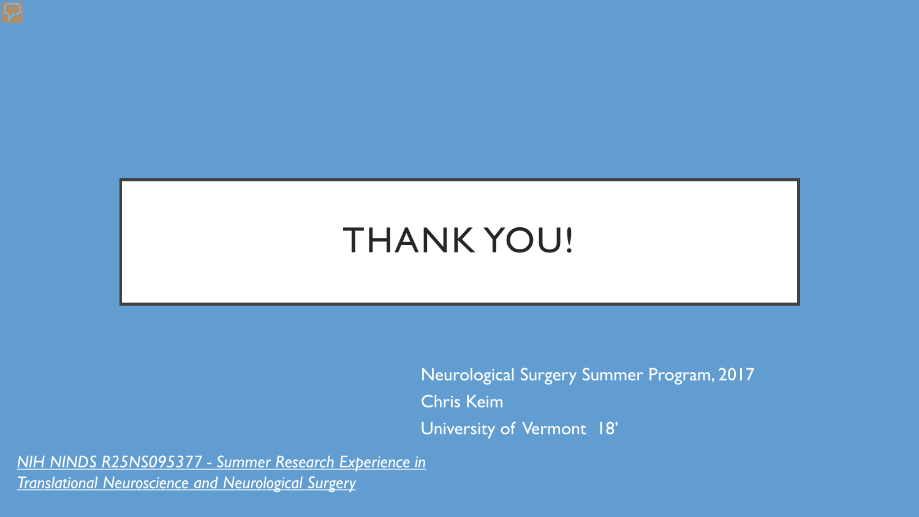# THANK YOU!

Neurological Surgery Summer Program, 2017

Chris Keim

University of Vermont 18'

*NIH NINDS R25NS095377 - Summer Research Experience in Translational Neuroscience and Neurological Surgery*